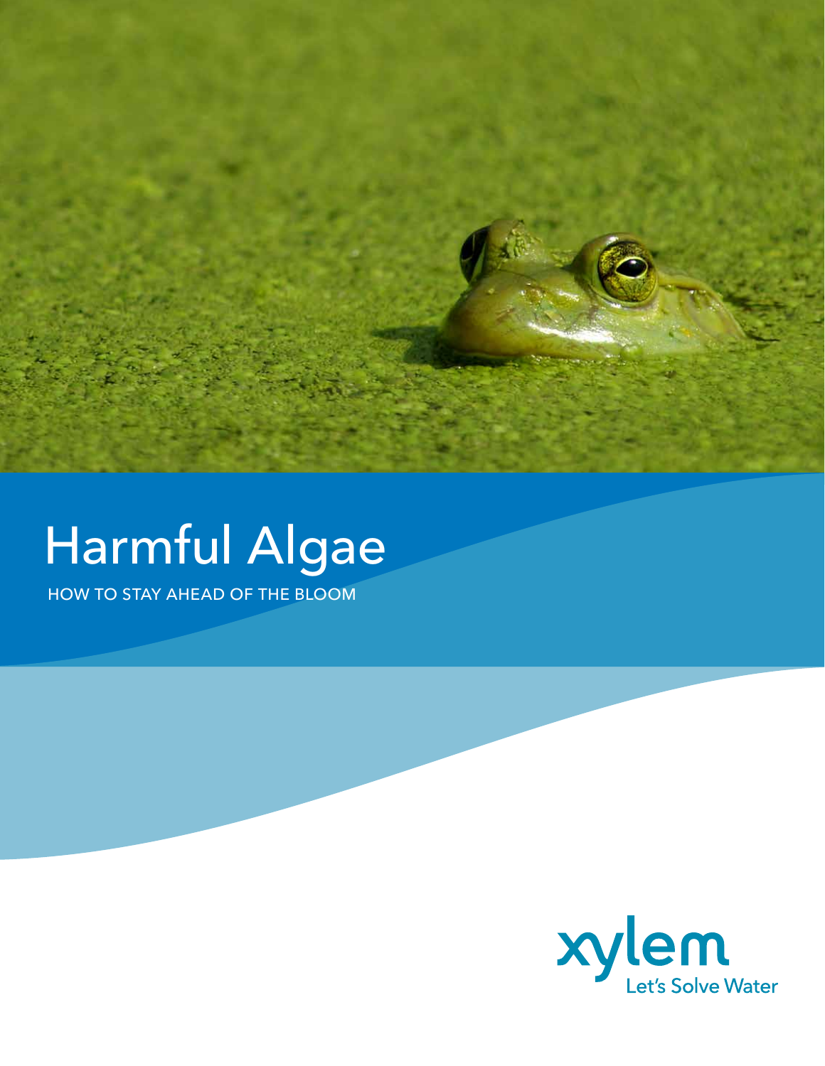# Harmful Algae

HOW TO STAY AHEAD OF THE BLOOM

xylem

Let's Solve Water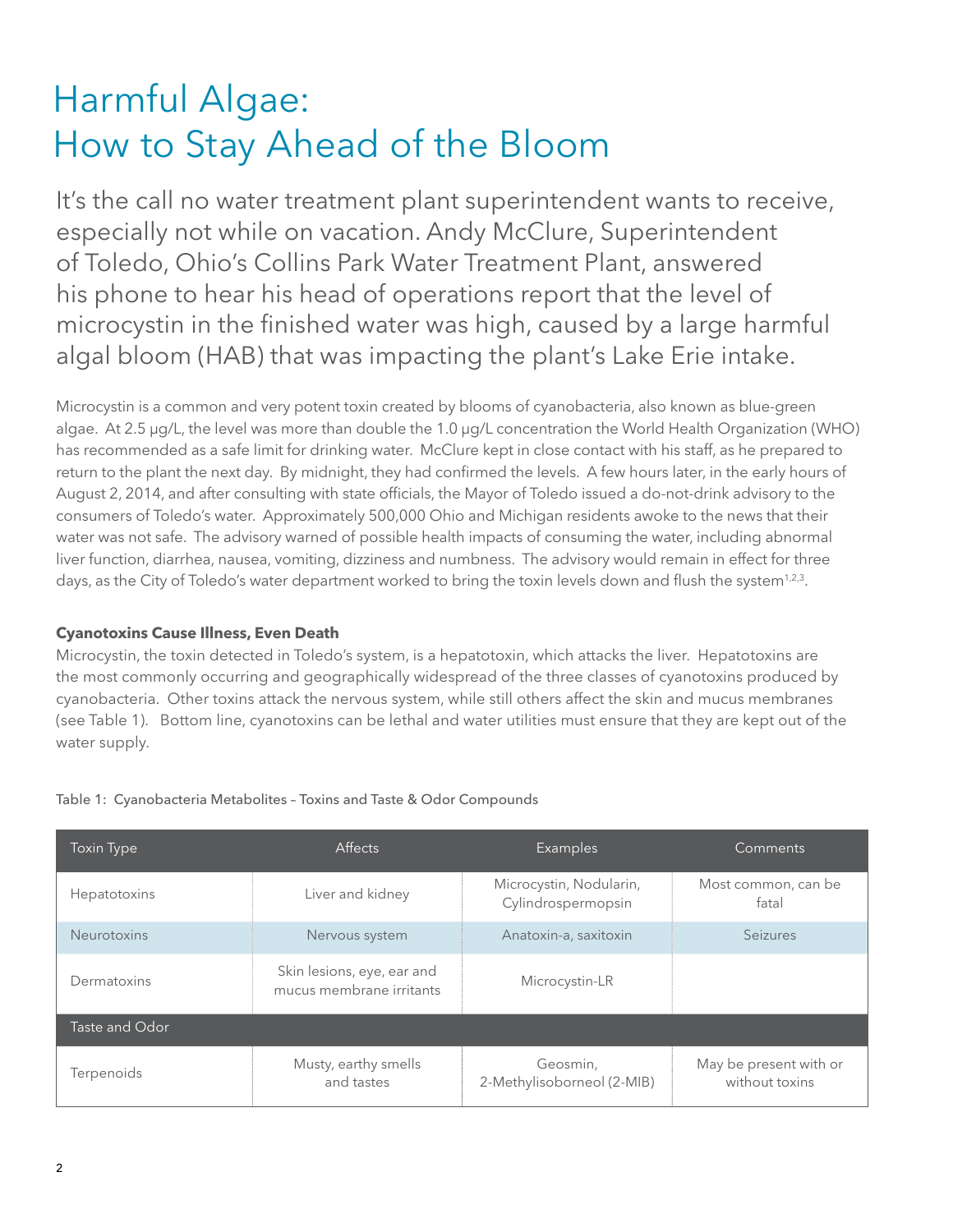# Harmful Algae: How to Stay Ahead of the Bloom

It's the call no water treatment plant superintendent wants to receive, especially not while on vacation. Andy McClure, Superintendent of Toledo, Ohio's Collins Park Water Treatment Plant, answered his phone to hear his head of operations report that the level of microcystin in the finished water was high, caused by a large harmful algal bloom (HAB) that was impacting the plant's Lake Erie intake.

Microcystin is a common and very potent toxin created by blooms of cyanobacteria, also known as blue-green algae. At 2.5 µg/L, the level was more than double the 1.0 µg/L concentration the World Health Organization (WHO) has recommended as a safe limit for drinking water. McClure kept in close contact with his staff, as he prepared to return to the plant the next day. By midnight, they had confirmed the levels. A few hours later, in the early hours of August 2, 2014, and after consulting with state officials, the Mayor of Toledo issued a do-not-drink advisory to the consumers of Toledo's water. Approximately 500,000 Ohio and Michigan residents awoke to the news that their water was not safe. The advisory warned of possible health impacts of consuming the water, including abnormal liver function, diarrhea, nausea, vomiting, dizziness and numbness. The advisory would remain in effect for three days, as the City of Toledo's water department worked to bring the toxin levels down and flush the system[1,2,3].

**Cyanotoxins Cause Illness, Even Death**

Microcystin, the toxin detected in Toledo's system, is a hepatotoxin, which attacks the liver. Hepatotoxins are the most commonly occurring and geographically widespread of the three classes of cyanotoxins produced by cyanobacteria. Other toxins attack the nervous system, while still others affect the skin and mucus membranes (see Table 1). Bottom line, cyanotoxins can be lethal and water utilities must ensure that they are kept out of the water supply.

Table 1: Cyanobacteria Metabolites – Toxins and Taste & Odor Compounds

| Toxin Type | Affects | Examples | Comments |
|---|---|---|---|
| Hepatotoxins | Liver and kidney | Microcystin, Nodularin, Cylindrospermopsin | Most common, can be fatal |
| Neurotoxins | Nervous system | Anatoxin-a, saxitoxin | Seizures |
| Dermatoxins | Skin lesions, eye, ear and mucus membrane irritants | Microcystin-LR | |
| Taste and Odor | | | |
| Terpenoids | Musty, earthy smells and tastes | Geosmin, 2-Methylisoborneol (2-MIB) | May be present with or without toxins |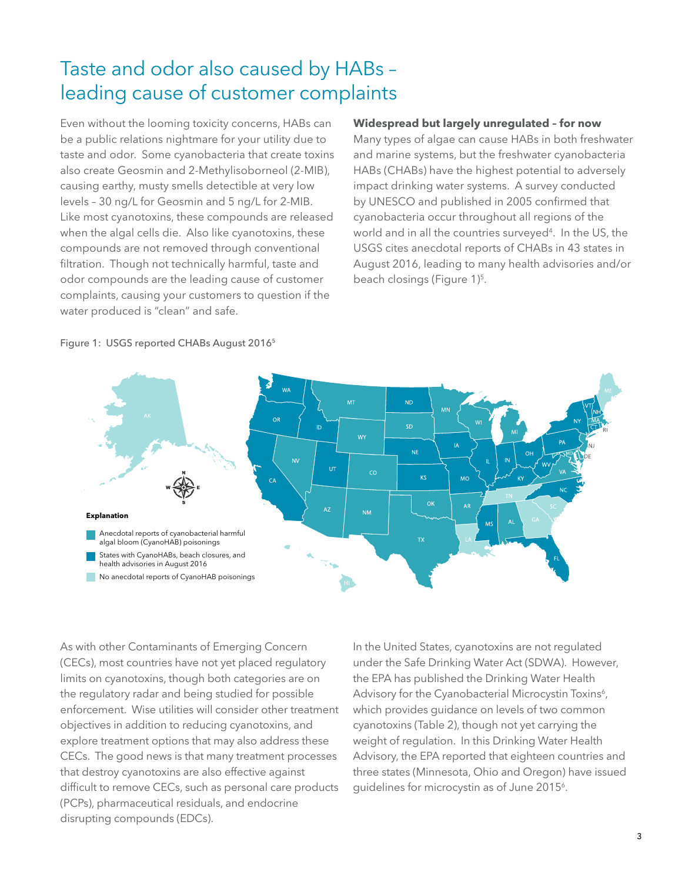# Taste and odor also caused by HABs – leading cause of customer complaints

Even without the looming toxicity concerns, HABs can be a public relations nightmare for your utility due to taste and odor. Some cyanobacteria that create toxins also create Geosmin and 2-Methylisoborneol (2-MIB), causing earthy, musty smells detectible at very low levels – 30 ng/L for Geosmin and 5 ng/L for 2-MIB. Like most cyanotoxins, these compounds are released when the algal cells die. Also like cyanotoxins, these compounds are not removed through conventional filtration. Though not technically harmful, taste and odor compounds are the leading cause of customer complaints, causing your customers to question if the water produced is "clean" and safe.

**Widespread but largely unregulated – for now**

Many types of algae can cause HABs in both freshwater and marine systems, but the freshwater cyanobacteria HABs (CHABs) have the highest potential to adversely impact drinking water systems. A survey conducted by UNESCO and published in 2005 confirmed that cyanobacteria occur throughout all regions of the world and in all the countries surveyed[4]. In the US, the USGS cites anecdotal reports of CHABs in 43 states in August 2016, leading to many health advisories and/or beach closings (Figure 1)[5].

Figure 1: USGS reported CHABs August 2016[5]

**Explanation**

- Anecdotal reports of cyanobacterial harmful algal bloom (CyanoHAB) poisonings
- States with CyanoHABs, beach closures, and health advisories in August 2016
- No anecdotal reports of CyanoHAB poisonings

As with other Contaminants of Emerging Concern (CECs), most countries have not yet placed regulatory limits on cyanotoxins, though both categories are on the regulatory radar and being studied for possible enforcement. Wise utilities will consider other treatment objectives in addition to reducing cyanotoxins, and explore treatment options that may also address these CECs. The good news is that many treatment processes that destroy cyanotoxins are also effective against difficult to remove CECs, such as personal care products (PCPs), pharmaceutical residuals, and endocrine disrupting compounds (EDCs).

In the United States, cyanotoxins are not regulated under the Safe Drinking Water Act (SDWA). However, the EPA has published the Drinking Water Health Advisory for the Cyanobacterial Microcystin Toxins[6], which provides guidance on levels of two common cyanotoxins (Table 2), though not yet carrying the weight of regulation. In this Drinking Water Health Advisory, the EPA reported that eighteen countries and three states (Minnesota, Ohio and Oregon) have issued guidelines for microcystin as of June 2015[6].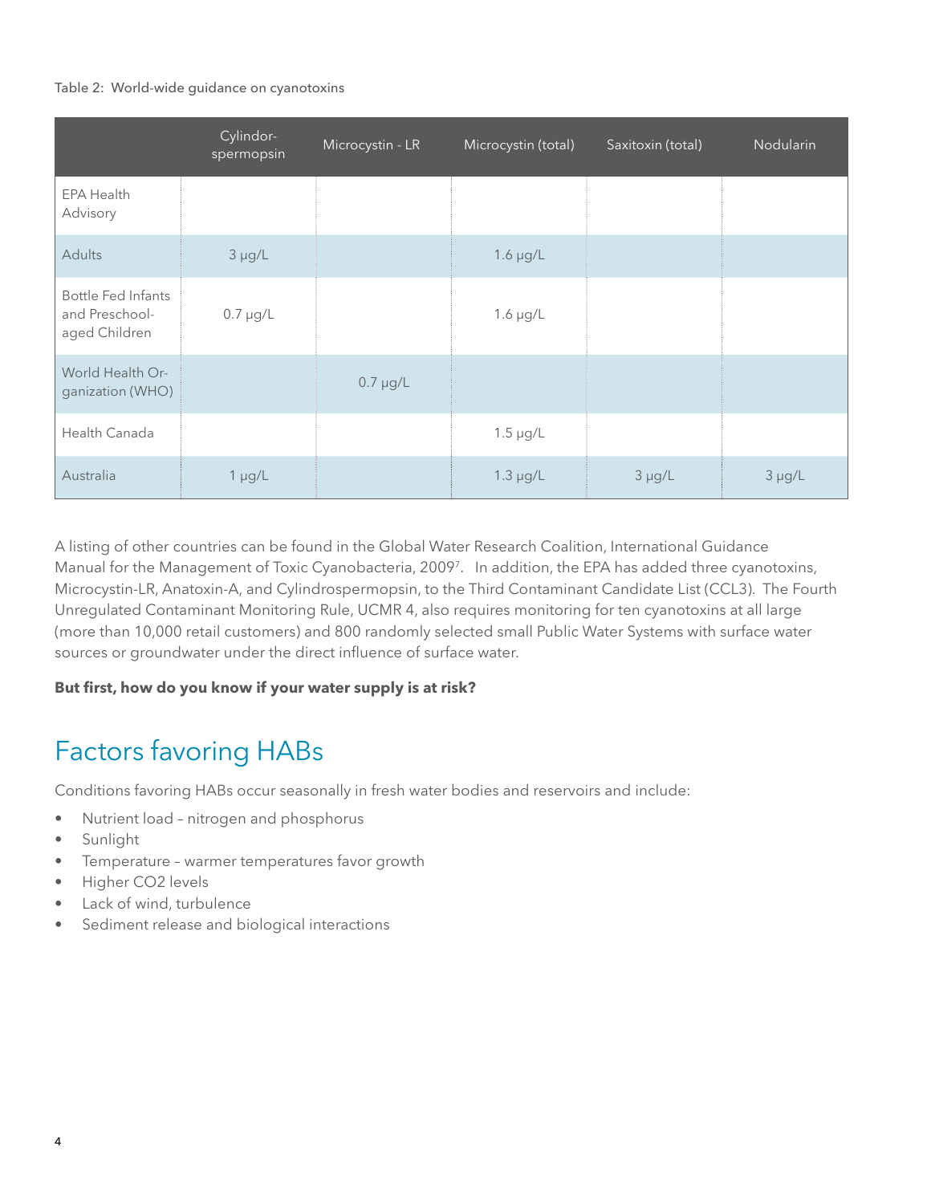Table 2: World-wide guidance on cyanotoxins

| | Cylindor-spermopsin | Microcystin - LR | Microcystin (total) | Saxitoxin (total) | Nodularin |
|---|---|---|---|---|---|
| EPA Health Advisory | | | | | |
| Adults | 3 µg/L | | 1.6 µg/L | | |
| Bottle Fed Infants and Preschool-aged Children | 0.7 µg/L | | 1.6 µg/L | | |
| World Health Organization (WHO) | | 0.7 µg/L | | | |
| Health Canada | | | 1.5 µg/L | | |
| Australia | 1 µg/L | | 1.3 µg/L | 3 µg/L | 3 µg/L |

A listing of other countries can be found in the Global Water Research Coalition, International Guidance Manual for the Management of Toxic Cyanobacteria, 2009[7]. In addition, the EPA has added three cyanotoxins, Microcystin-LR, Anatoxin-A, and Cylindrospermopsin, to the Third Contaminant Candidate List (CCL3). The Fourth Unregulated Contaminant Monitoring Rule, UCMR 4, also requires monitoring for ten cyanotoxins at all large (more than 10,000 retail customers) and 800 randomly selected small Public Water Systems with surface water sources or groundwater under the direct influence of surface water.

**But first, how do you know if your water supply is at risk?**

# Factors favoring HABs

Conditions favoring HABs occur seasonally in fresh water bodies and reservoirs and include:

- Nutrient load – nitrogen and phosphorus
- Sunlight
- Temperature – warmer temperatures favor growth
- Higher $CO_2$ levels
- Lack of wind, turbulence
- Sediment release and biological interactions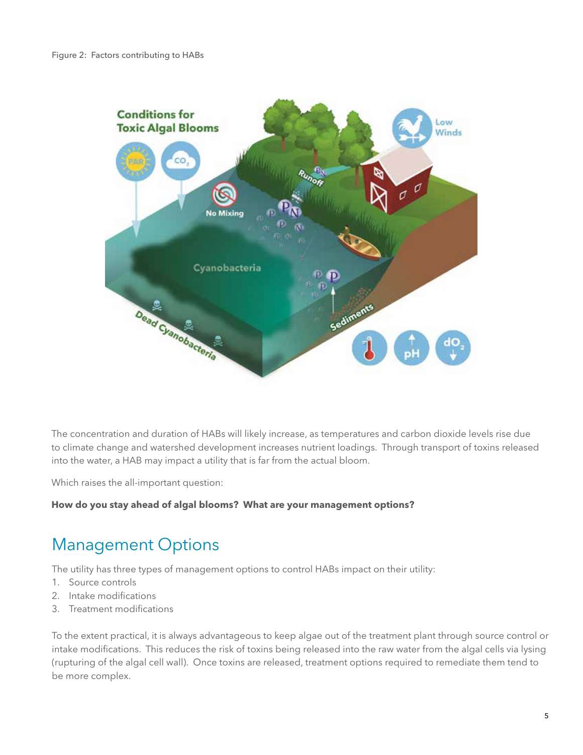Figure 2: Factors contributing to HABs

The concentration and duration of HABs will likely increase, as temperatures and carbon dioxide levels rise due to climate change and watershed development increases nutrient loadings. Through transport of toxins released into the water, a HAB may impact a utility that is far from the actual bloom.

Which raises the all-important question:

**How do you stay ahead of algal blooms? What are your management options?**

## Management Options

The utility has three types of management options to control HABs impact on their utility:

1. Source controls
2. Intake modifications
3. Treatment modifications

To the extent practical, it is always advantageous to keep algae out of the treatment plant through source control or intake modifications. This reduces the risk of toxins being released into the raw water from the algal cells via lysing (rupturing of the algal cell wall). Once toxins are released, treatment options required to remediate them tend to be more complex.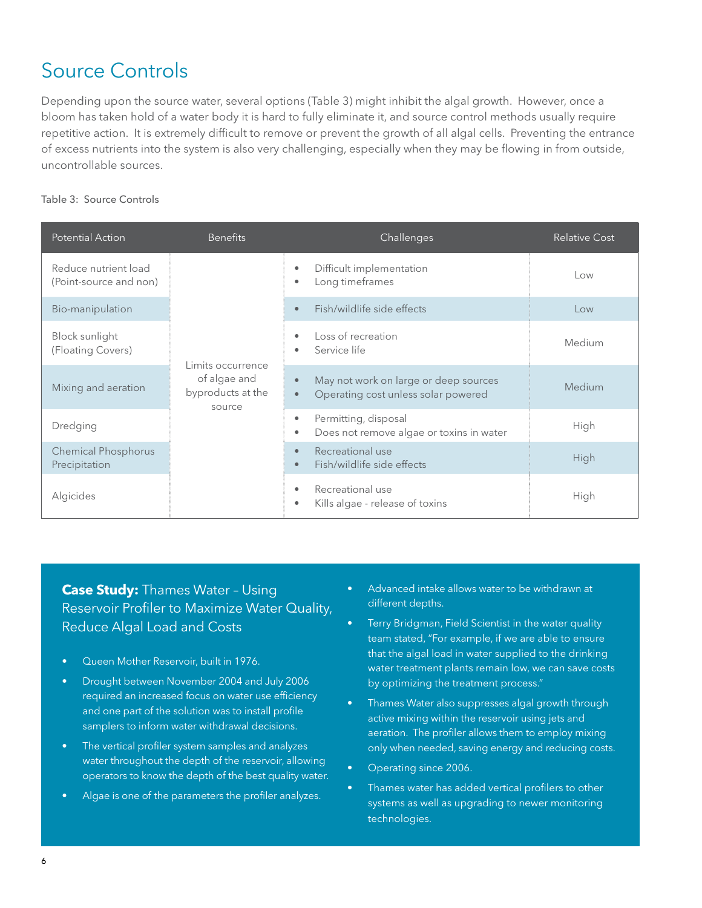# Source Controls

Depending upon the source water, several options (Table 3) might inhibit the algal growth. However, once a bloom has taken hold of a water body it is hard to fully eliminate it, and source control methods usually require repetitive action. It is extremely difficult to remove or prevent the growth of all algal cells. Preventing the entrance of excess nutrients into the system is also very challenging, especially when they may be flowing in from outside, uncontrollable sources.

Table 3: Source Controls

| Potential Action | Benefits | Challenges | Relative Cost |
|---|---|---|---|
| Reduce nutrient load (Point-source and non) | Limits occurrence of algae and byproducts at the source | • Difficult implementation<br>• Long timeframes | Low |
| Bio-manipulation | | • Fish/wildlife side effects | Low |
| Block sunlight (Floating Covers) | | • Loss of recreation<br>• Service life | Medium |
| Mixing and aeration | | • May not work on large or deep sources<br>• Operating cost unless solar powered | Medium |
| Dredging | | • Permitting, disposal<br>• Does not remove algae or toxins in water | High |
| Chemical Phosphorus Precipitation | | • Recreational use<br>• Fish/wildlife side effects | High |
| Algicides | | • Recreational use<br>• Kills algae - release of toxins | High |

**Case Study:** Thames Water – Using Reservoir Profiler to Maximize Water Quality, Reduce Algal Load and Costs

- Queen Mother Reservoir, built in 1976.
- Drought between November 2004 and July 2006 required an increased focus on water use efficiency and one part of the solution was to install profile samplers to inform water withdrawal decisions.
- The vertical profiler system samples and analyzes water throughout the depth of the reservoir, allowing operators to know the depth of the best quality water.
- Algae is one of the parameters the profiler analyzes.
- Advanced intake allows water to be withdrawn at different depths.
- Terry Bridgman, Field Scientist in the water quality team stated, "For example, if we are able to ensure that the algal load in water supplied to the drinking water treatment plants remain low, we can save costs by optimizing the treatment process."
- Thames Water also suppresses algal growth through active mixing within the reservoir using jets and aeration. The profiler allows them to employ mixing only when needed, saving energy and reducing costs.
- Operating since 2006.
- Thames water has added vertical profilers to other systems as well as upgrading to newer monitoring technologies.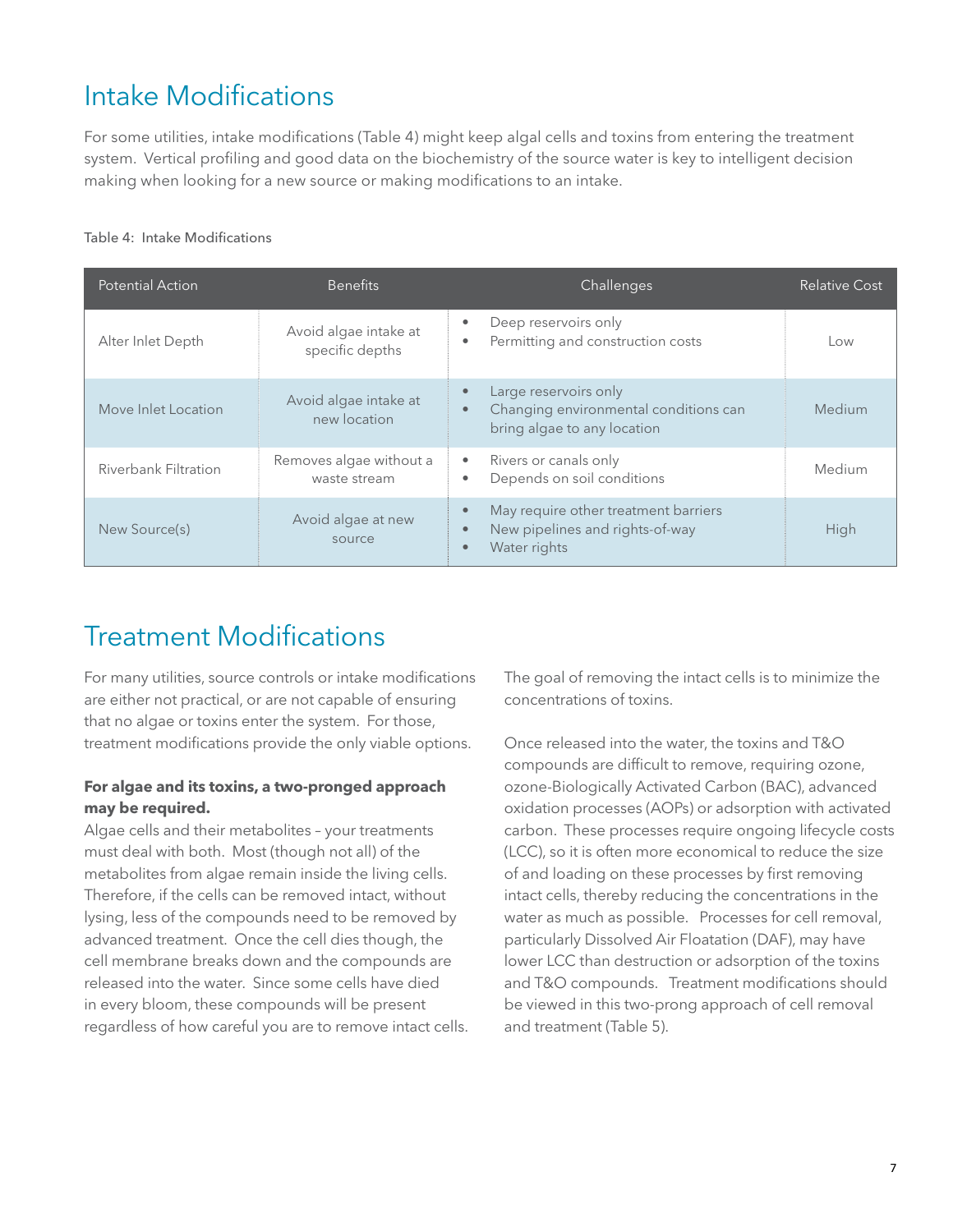## Intake Modifications

For some utilities, intake modifications (Table 4) might keep algal cells and toxins from entering the treatment system. Vertical profiling and good data on the biochemistry of the source water is key to intelligent decision making when looking for a new source or making modifications to an intake.

Table 4: Intake Modifications

| Potential Action | Benefits | Challenges | Relative Cost |
|---|---|---|---|
| Alter Inlet Depth | Avoid algae intake at specific depths | • Deep reservoirs only<br>• Permitting and construction costs | Low |
| Move Inlet Location | Avoid algae intake at new location | • Large reservoirs only<br>• Changing environmental conditions can bring algae to any location | Medium |
| Riverbank Filtration | Removes algae without a waste stream | • Rivers or canals only<br>• Depends on soil conditions | Medium |
| New Source(s) | Avoid algae at new source | • May require other treatment barriers<br>• New pipelines and rights-of-way<br>• Water rights | High |

## Treatment Modifications

For many utilities, source controls or intake modifications are either not practical, or are not capable of ensuring that no algae or toxins enter the system. For those, treatment modifications provide the only viable options.

**For algae and its toxins, a two-pronged approach may be required.**

Algae cells and their metabolites – your treatments must deal with both. Most (though not all) of the metabolites from algae remain inside the living cells. Therefore, if the cells can be removed intact, without lysing, less of the compounds need to be removed by advanced treatment. Once the cell dies though, the cell membrane breaks down and the compounds are released into the water. Since some cells have died in every bloom, these compounds will be present regardless of how careful you are to remove intact cells. The goal of removing the intact cells is to minimize the concentrations of toxins.

Once released into the water, the toxins and T&O compounds are difficult to remove, requiring ozone, ozone-Biologically Activated Carbon (BAC), advanced oxidation processes (AOPs) or adsorption with activated carbon. These processes require ongoing lifecycle costs (LCC), so it is often more economical to reduce the size of and loading on these processes by first removing intact cells, thereby reducing the concentrations in the water as much as possible. Processes for cell removal, particularly Dissolved Air Floatation (DAF), may have lower LCC than destruction or adsorption of the toxins and T&O compounds. Treatment modifications should be viewed in this two-prong approach of cell removal and treatment (Table 5).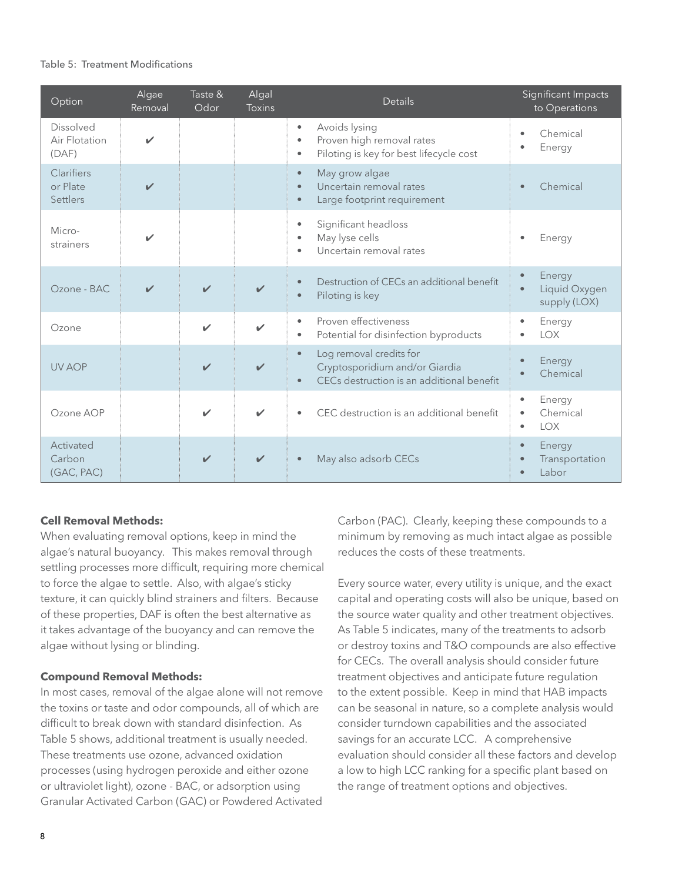Table 5: Treatment Modifications

| Option | Algae Removal | Taste & Odor | Algal Toxins | Details | Significant Impacts to Operations |
|---|---|---|---|---|---|
| Dissolved Air Flotation (DAF) | ✔ | | | • Avoids lysing<br>• Proven high removal rates<br>• Piloting is key for best lifecycle cost | • Chemical<br>• Energy |
| Clarifiers or Plate Settlers | ✔ | | | • May grow algae<br>• Uncertain removal rates<br>• Large footprint requirement | • Chemical |
| Micro-strainers | ✔ | | | • Significant headloss<br>• May lyse cells<br>• Uncertain removal rates | • Energy |
| Ozone - BAC | ✔ | ✔ | ✔ | • Destruction of CECs an additional benefit<br>• Piloting is key | • Energy<br>• Liquid Oxygen supply (LOX) |
| Ozone | | ✔ | ✔ | • Proven effectiveness<br>• Potential for disinfection byproducts | • Energy<br>• LOX |
| UV AOP | | ✔ | ✔ | • Log removal credits for Cryptosporidium and/or Giardia<br>• CECs destruction is an additional benefit | • Energy<br>• Chemical |
| Ozone AOP | | ✔ | ✔ | • CEC destruction is an additional benefit | • Energy<br>• Chemical<br>• LOX |
| Activated Carbon (GAC, PAC) | | ✔ | ✔ | • May also adsorb CECs | • Energy<br>• Transportation<br>• Labor |

**Cell Removal Methods:**
When evaluating removal options, keep in mind the algae's natural buoyancy. This makes removal through settling processes more difficult, requiring more chemical to force the algae to settle. Also, with algae's sticky texture, it can quickly blind strainers and filters. Because of these properties, DAF is often the best alternative as it takes advantage of the buoyancy and can remove the algae without lysing or blinding.

**Compound Removal Methods:**
In most cases, removal of the algae alone will not remove the toxins or taste and odor compounds, all of which are difficult to break down with standard disinfection. As Table 5 shows, additional treatment is usually needed. These treatments use ozone, advanced oxidation processes (using hydrogen peroxide and either ozone or ultraviolet light), ozone - BAC, or adsorption using Granular Activated Carbon (GAC) or Powdered Activated Carbon (PAC). Clearly, keeping these compounds to a minimum by removing as much intact algae as possible reduces the costs of these treatments.

Every source water, every utility is unique, and the exact capital and operating costs will also be unique, based on the source water quality and other treatment objectives. As Table 5 indicates, many of the treatments to adsorb or destroy toxins and T&O compounds are also effective for CECs. The overall analysis should consider future treatment objectives and anticipate future regulation to the extent possible. Keep in mind that HAB impacts can be seasonal in nature, so a complete analysis would consider turndown capabilities and the associated savings for an accurate LCC. A comprehensive evaluation should consider all these factors and develop a low to high LCC ranking for a specific plant based on the range of treatment options and objectives.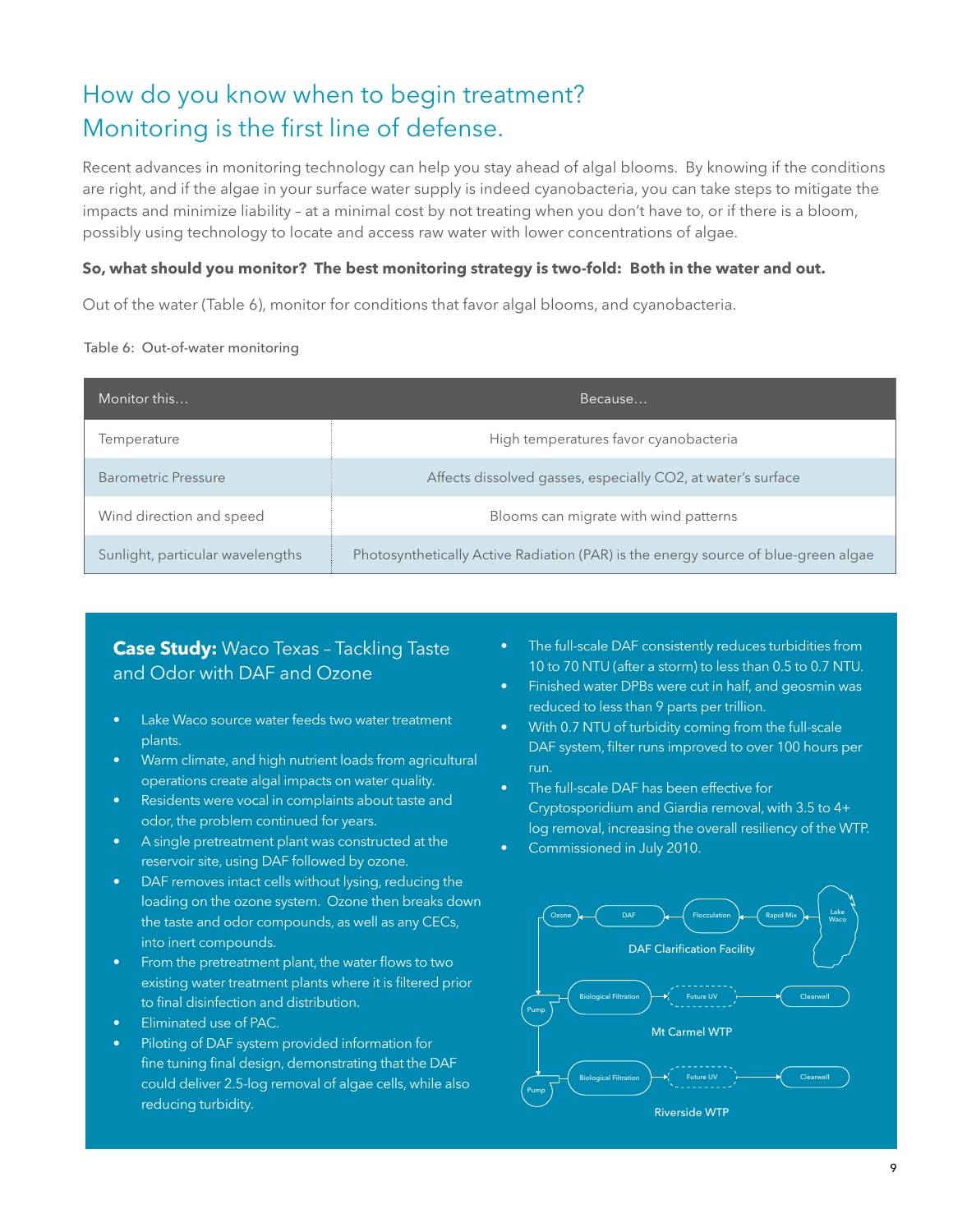# How do you know when to begin treatment? Monitoring is the first line of defense.

Recent advances in monitoring technology can help you stay ahead of algal blooms. By knowing if the conditions are right, and if the algae in your surface water supply is indeed cyanobacteria, you can take steps to mitigate the impacts and minimize liability – at a minimal cost by not treating when you don't have to, or if there is a bloom, possibly using technology to locate and access raw water with lower concentrations of algae.

**So, what should you monitor? The best monitoring strategy is two-fold: Both in the water and out.**

Out of the water (Table 6), monitor for conditions that favor algal blooms, and cyanobacteria.

Table 6: Out-of-water monitoring

| Monitor this… | Because… |
|---|---|
| Temperature | High temperatures favor cyanobacteria |
| Barometric Pressure | Affects dissolved gasses, especially $CO_2$, at water's surface |
| Wind direction and speed | Blooms can migrate with wind patterns |
| Sunlight, particular wavelengths | Photosynthetically Active Radiation (PAR) is the energy source of blue-green algae |

## **Case Study:** Waco Texas – Tackling Taste and Odor with DAF and Ozone

- Lake Waco source water feeds two water treatment plants.
- Warm climate, and high nutrient loads from agricultural operations create algal impacts on water quality.
- Residents were vocal in complaints about taste and odor, the problem continued for years.
- A single pretreatment plant was constructed at the reservoir site, using DAF followed by ozone.
- DAF removes intact cells without lysing, reducing the loading on the ozone system. Ozone then breaks down the taste and odor compounds, as well as any CECs, into inert compounds.
- From the pretreatment plant, the water flows to two existing water treatment plants where it is filtered prior to final disinfection and distribution.
- Eliminated use of PAC.
- Piloting of DAF system provided information for fine tuning final design, demonstrating that the DAF could deliver 2.5-log removal of algae cells, while also reducing turbidity.
- The full-scale DAF consistently reduces turbidities from 10 to 70 NTU (after a storm) to less than 0.5 to 0.7 NTU.
- Finished water DPBs were cut in half, and geosmin was reduced to less than 9 parts per trillion.
- With 0.7 NTU of turbidity coming from the full-scale DAF system, filter runs improved to over 100 hours per run.
- The full-scale DAF has been effective for Cryptosporidium and Giardia removal, with 3.5 to 4+ log removal, increasing the overall resiliency of the WTP.
- Commissioned in July 2010.

Lake Waco → Rapid Mix → Flocculation → DAF → Ozone

DAF Clarification Facility

Pump → Biological Filtration → Future UV → Clearwell

Mt Carmel WTP

Pump → Biological Filtration → Future UV → Clearwell

Riverside WTP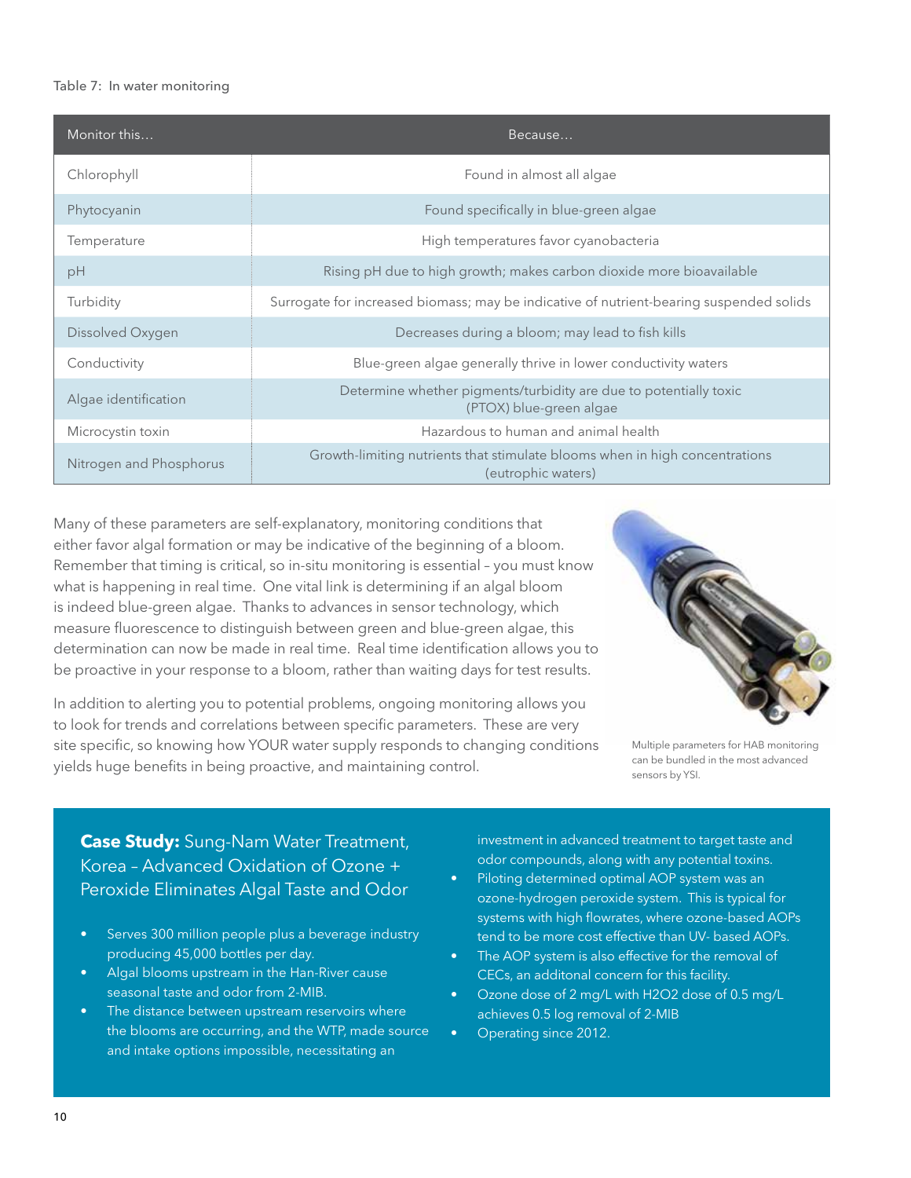Table 7: In water monitoring

| Monitor this… | Because… |
|---|---|
| Chlorophyll | Found in almost all algae |
| Phytocyanin | Found specifically in blue-green algae |
| Temperature | High temperatures favor cyanobacteria |
| pH | Rising pH due to high growth; makes carbon dioxide more bioavailable |
| Turbidity | Surrogate for increased biomass; may be indicative of nutrient-bearing suspended solids |
| Dissolved Oxygen | Decreases during a bloom; may lead to fish kills |
| Conductivity | Blue-green algae generally thrive in lower conductivity waters |
| Algae identification | Determine whether pigments/turbidity are due to potentially toxic (PTOX) blue-green algae |
| Microcystin toxin | Hazardous to human and animal health |
| Nitrogen and Phosphorus | Growth-limiting nutrients that stimulate blooms when in high concentrations (eutrophic waters) |

Many of these parameters are self-explanatory, monitoring conditions that either favor algal formation or may be indicative of the beginning of a bloom. Remember that timing is critical, so in-situ monitoring is essential – you must know what is happening in real time. One vital link is determining if an algal bloom is indeed blue-green algae. Thanks to advances in sensor technology, which measure fluorescence to distinguish between green and blue-green algae, this determination can now be made in real time. Real time identification allows you to be proactive in your response to a bloom, rather than waiting days for test results.

In addition to alerting you to potential problems, ongoing monitoring allows you to look for trends and correlations between specific parameters. These are very site specific, so knowing how YOUR water supply responds to changing conditions yields huge benefits in being proactive, and maintaining control.

Multiple parameters for HAB monitoring can be bundled in the most advanced sensors by YSI.

### **Case Study:** Sung-Nam Water Treatment, Korea – Advanced Oxidation of Ozone + Peroxide Eliminates Algal Taste and Odor

- Serves 300 million people plus a beverage industry producing 45,000 bottles per day.
- Algal blooms upstream in the Han-River cause seasonal taste and odor from 2-MIB.
- The distance between upstream reservoirs where the blooms are occurring, and the WTP, made source and intake options impossible, necessitating an investment in advanced treatment to target taste and odor compounds, along with any potential toxins.
- Piloting determined optimal AOP system was an ozone-hydrogen peroxide system. This is typical for systems with high flowrates, where ozone-based AOPs tend to be more cost effective than UV- based AOPs.
- The AOP system is also effective for the removal of CECs, an additonal concern for this facility.
- Ozone dose of 2 mg/L with $H_2O_2$ dose of 0.5 mg/L achieves 0.5 log removal of 2-MIB
- Operating since 2012.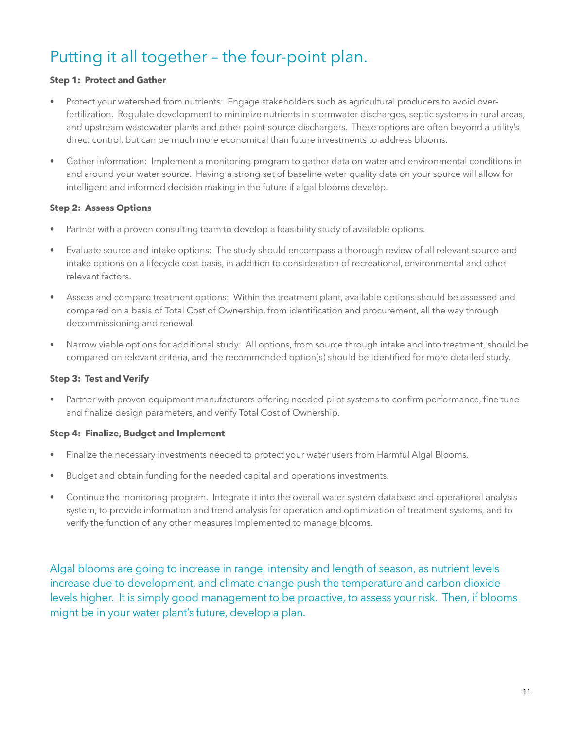## Putting it all together – the four-point plan.

**Step 1: Protect and Gather**

- Protect your watershed from nutrients: Engage stakeholders such as agricultural producers to avoid over-fertilization. Regulate development to minimize nutrients in stormwater discharges, septic systems in rural areas, and upstream wastewater plants and other point-source dischargers. These options are often beyond a utility's direct control, but can be much more economical than future investments to address blooms.
- Gather information: Implement a monitoring program to gather data on water and environmental conditions in and around your water source. Having a strong set of baseline water quality data on your source will allow for intelligent and informed decision making in the future if algal blooms develop.

**Step 2: Assess Options**

- Partner with a proven consulting team to develop a feasibility study of available options.
- Evaluate source and intake options: The study should encompass a thorough review of all relevant source and intake options on a lifecycle cost basis, in addition to consideration of recreational, environmental and other relevant factors.
- Assess and compare treatment options: Within the treatment plant, available options should be assessed and compared on a basis of Total Cost of Ownership, from identification and procurement, all the way through decommissioning and renewal.
- Narrow viable options for additional study: All options, from source through intake and into treatment, should be compared on relevant criteria, and the recommended option(s) should be identified for more detailed study.

**Step 3: Test and Verify**

- Partner with proven equipment manufacturers offering needed pilot systems to confirm performance, fine tune and finalize design parameters, and verify Total Cost of Ownership.

**Step 4: Finalize, Budget and Implement**

- Finalize the necessary investments needed to protect your water users from Harmful Algal Blooms.
- Budget and obtain funding for the needed capital and operations investments.
- Continue the monitoring program. Integrate it into the overall water system database and operational analysis system, to provide information and trend analysis for operation and optimization of treatment systems, and to verify the function of any other measures implemented to manage blooms.

Algal blooms are going to increase in range, intensity and length of season, as nutrient levels increase due to development, and climate change push the temperature and carbon dioxide levels higher. It is simply good management to be proactive, to assess your risk. Then, if blooms might be in your water plant's future, develop a plan.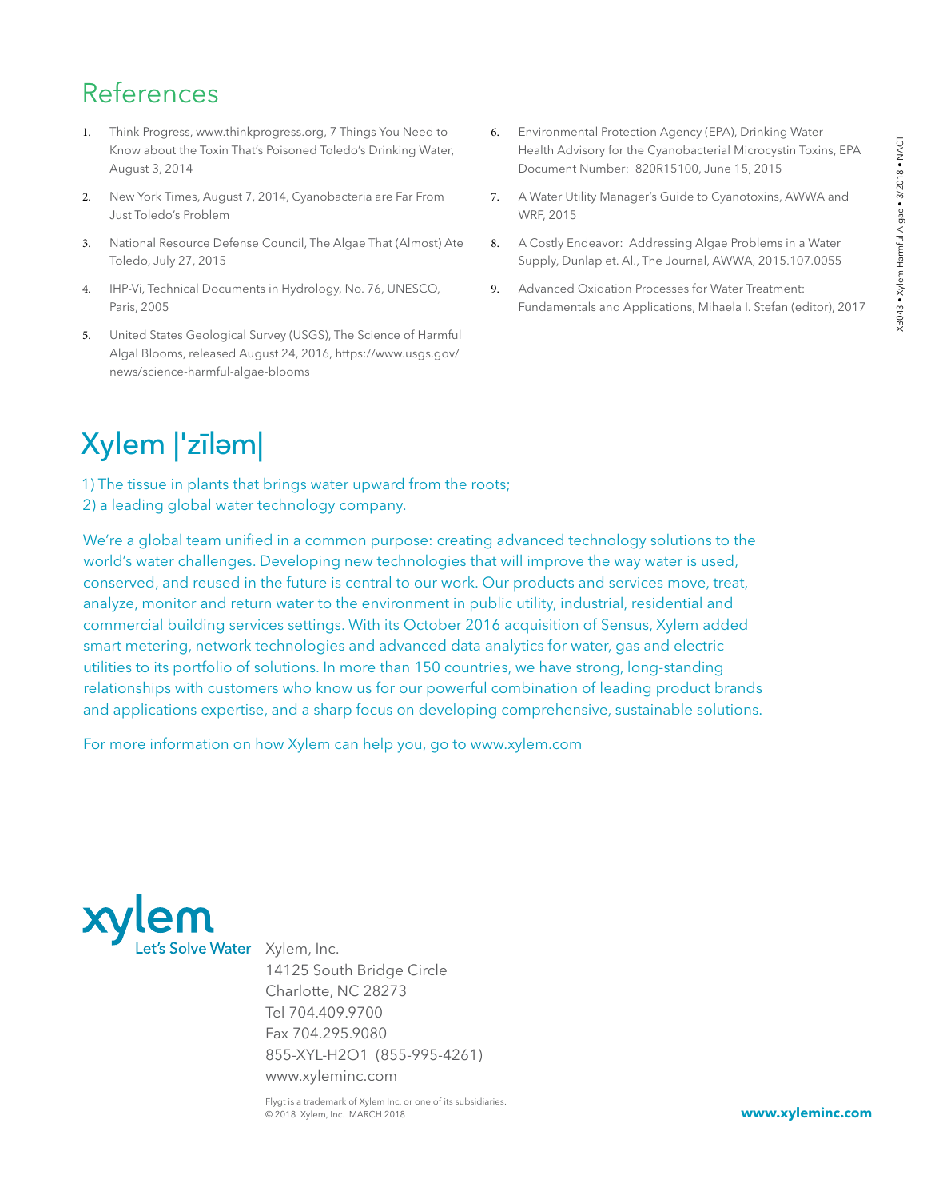## References

1. Think Progress, www.thinkprogress.org, 7 Things You Need to Know about the Toxin That's Poisoned Toledo's Drinking Water, August 3, 2014
2. New York Times, August 7, 2014, Cyanobacteria are Far From Just Toledo's Problem
3. National Resource Defense Council, The Algae That (Almost) Ate Toledo, July 27, 2015
4. IHP-Vi, Technical Documents in Hydrology, No. 76, UNESCO, Paris, 2005
5. United States Geological Survey (USGS), The Science of Harmful Algal Blooms, released August 24, 2016, https://www.usgs.gov/news/science-harmful-algae-blooms
6. Environmental Protection Agency (EPA), Drinking Water Health Advisory for the Cyanobacterial Microcystin Toxins, EPA Document Number: 820R15100, June 15, 2015
7. A Water Utility Manager's Guide to Cyanotoxins, AWWA and WRF, 2015
8. A Costly Endeavor: Addressing Algae Problems in a Water Supply, Dunlap et. Al., The Journal, AWWA, 2015.107.0055
9. Advanced Oxidation Processes for Water Treatment: Fundamentals and Applications, Mihaela I. Stefan (editor), 2017

## Xylem |'zīləm|

1) The tissue in plants that brings water upward from the roots;
2) a leading global water technology company.

We're a global team unified in a common purpose: creating advanced technology solutions to the world's water challenges. Developing new technologies that will improve the way water is used, conserved, and reused in the future is central to our work. Our products and services move, treat, analyze, monitor and return water to the environment in public utility, industrial, residential and commercial building services settings. With its October 2016 acquisition of Sensus, Xylem added smart metering, network technologies and advanced data analytics for water, gas and electric utilities to its portfolio of solutions. In more than 150 countries, we have strong, long-standing relationships with customers who know us for our powerful combination of leading product brands and applications expertise, and a sharp focus on developing comprehensive, sustainable solutions.

For more information on how Xylem can help you, go to www.xylem.com

xylem
Let's Solve Water

Xylem, Inc.
14125 South Bridge Circle
Charlotte, NC 28273
Tel 704.409.9700
Fax 704.295.9080
855-XYL-H2O1 (855-995-4261)
www.xyleminc.com

Flygt is a trademark of Xylem Inc. or one of its subsidiaries.
© 2018 Xylem, Inc. MARCH 2018

**www.xyleminc.com**

XB043 • Xylem Harmful Algae • 3/2018 • NACT